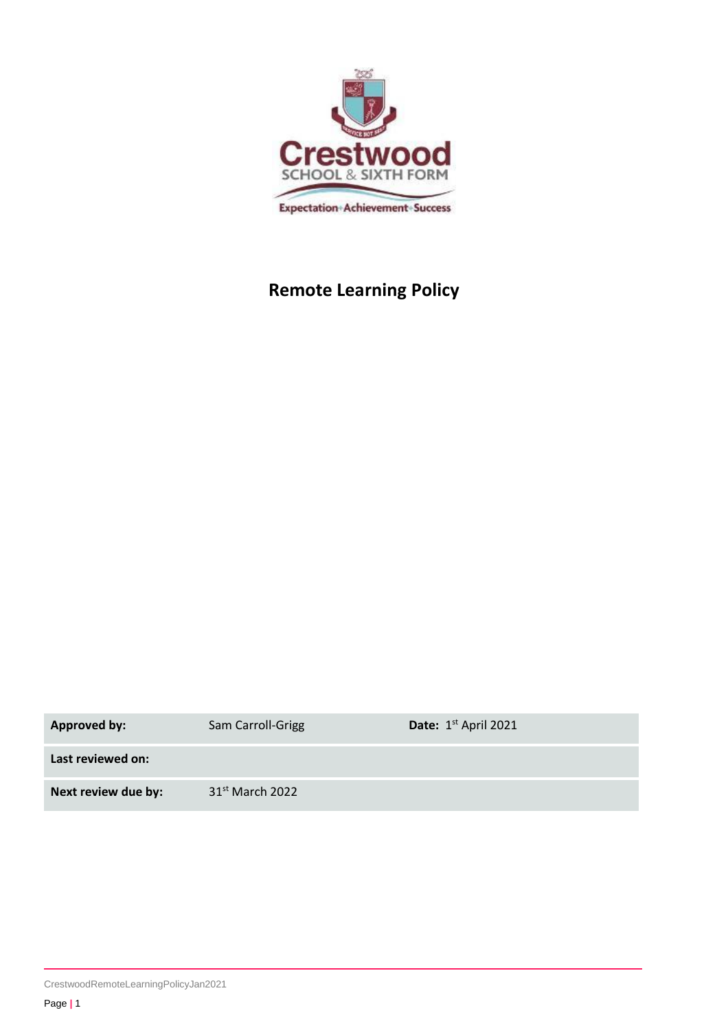Crestwood

SCHOOL & SIXTH FORM

Expectation · Achievement · Success

# Remote Learning Policy

| **Approved by:** | Sam Carroll-Grigg | **Date:** 1st April 2021 |
| --- | --- | --- |
| **Last reviewed on:** | | |
| **Next review due by:** | 31st March 2022 | |

CrestwoodRemoteLearningPolicyJan2021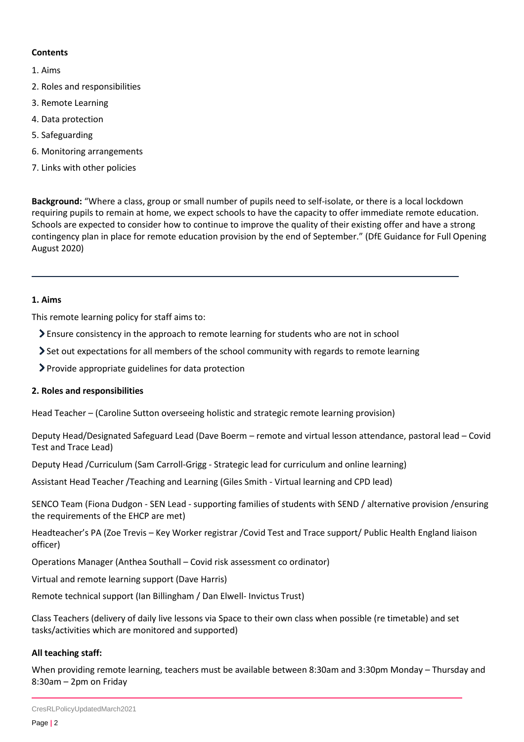**Contents**

1. Aims
2. Roles and responsibilities
3. Remote Learning
4. Data protection
5. Safeguarding
6. Monitoring arrangements
7. Links with other policies

**Background:** "Where a class, group or small number of pupils need to self-isolate, or there is a local lockdown requiring pupils to remain at home, we expect schools to have the capacity to offer immediate remote education. Schools are expected to consider how to continue to improve the quality of their existing offer and have a strong contingency plan in place for remote education provision by the end of September." (DfE Guidance for Full Opening August 2020)

---

**1. Aims**

This remote learning policy for staff aims to:

- Ensure consistency in the approach to remote learning for students who are not in school
- Set out expectations for all members of the school community with regards to remote learning
- Provide appropriate guidelines for data protection

**2. Roles and responsibilities**

Head Teacher – (Caroline Sutton overseeing holistic and strategic remote learning provision)

Deputy Head/Designated Safeguard Lead (Dave Boerm – remote and virtual lesson attendance, pastoral lead – Covid Test and Trace Lead)

Deputy Head /Curriculum (Sam Carroll-Grigg - Strategic lead for curriculum and online learning)

Assistant Head Teacher /Teaching and Learning (Giles Smith - Virtual learning and CPD lead)

SENCO Team (Fiona Dudgon - SEN Lead - supporting families of students with SEND / alternative provision /ensuring the requirements of the EHCP are met)

Headteacher's PA (Zoe Trevis – Key Worker registrar /Covid Test and Trace support/ Public Health England liaison officer)

Operations Manager (Anthea Southall – Covid risk assessment co ordinator)

Virtual and remote learning support (Dave Harris)

Remote technical support (Ian Billingham / Dan Elwell- Invictus Trust)

Class Teachers (delivery of daily live lessons via Space to their own class when possible (re timetable) and set tasks/activities which are monitored and supported)

**All teaching staff:**

When providing remote learning, teachers must be available between 8:30am and 3:30pm Monday – Thursday and 8:30am – 2pm on Friday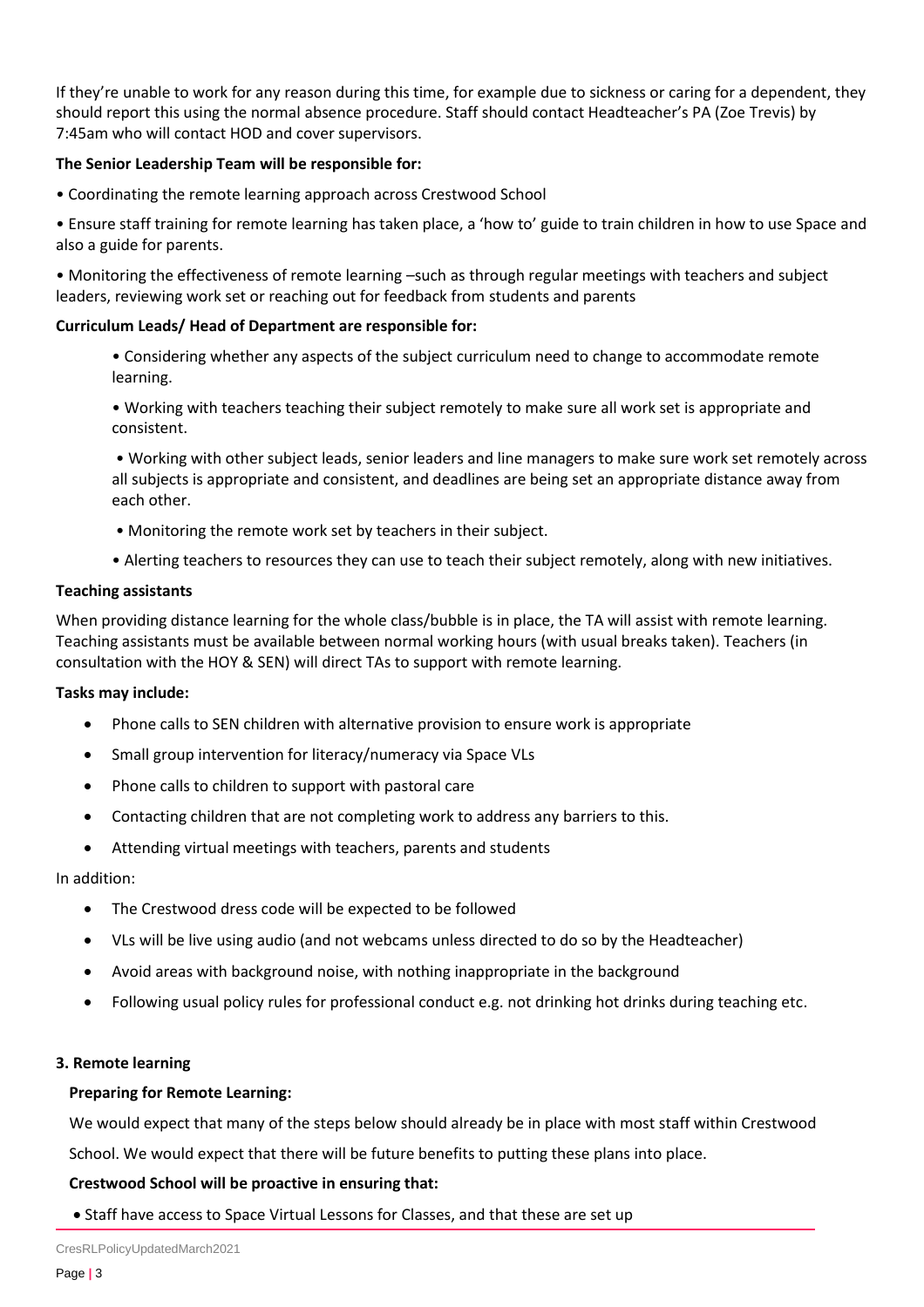If they're unable to work for any reason during this time, for example due to sickness or caring for a dependent, they should report this using the normal absence procedure. Staff should contact Headteacher's PA (Zoe Trevis) by 7:45am who will contact HOD and cover supervisors.

**The Senior Leadership Team will be responsible for:**

• Coordinating the remote learning approach across Crestwood School

• Ensure staff training for remote learning has taken place, a 'how to' guide to train children in how to use Space and also a guide for parents.

• Monitoring the effectiveness of remote learning –such as through regular meetings with teachers and subject leaders, reviewing work set or reaching out for feedback from students and parents

**Curriculum Leads/ Head of Department are responsible for:**

• Considering whether any aspects of the subject curriculum need to change to accommodate remote learning.

• Working with teachers teaching their subject remotely to make sure all work set is appropriate and consistent.

• Working with other subject leads, senior leaders and line managers to make sure work set remotely across all subjects is appropriate and consistent, and deadlines are being set an appropriate distance away from each other.

• Monitoring the remote work set by teachers in their subject.

• Alerting teachers to resources they can use to teach their subject remotely, along with new initiatives.

**Teaching assistants**

When providing distance learning for the whole class/bubble is in place, the TA will assist with remote learning. Teaching assistants must be available between normal working hours (with usual breaks taken). Teachers (in consultation with the HOY & SEN) will direct TAs to support with remote learning.

**Tasks may include:**

- Phone calls to SEN children with alternative provision to ensure work is appropriate
- Small group intervention for literacy/numeracy via Space VLs
- Phone calls to children to support with pastoral care
- Contacting children that are not completing work to address any barriers to this.
- Attending virtual meetings with teachers, parents and students

In addition:

- The Crestwood dress code will be expected to be followed
- VLs will be live using audio (and not webcams unless directed to do so by the Headteacher)
- Avoid areas with background noise, with nothing inappropriate in the background
- Following usual policy rules for professional conduct e.g. not drinking hot drinks during teaching etc.

**3. Remote learning**

**Preparing for Remote Learning:**

We would expect that many of the steps below should already be in place with most staff within Crestwood School. We would expect that there will be future benefits to putting these plans into place.

**Crestwood School will be proactive in ensuring that:**

- Staff have access to Space Virtual Lessons for Classes, and that these are set up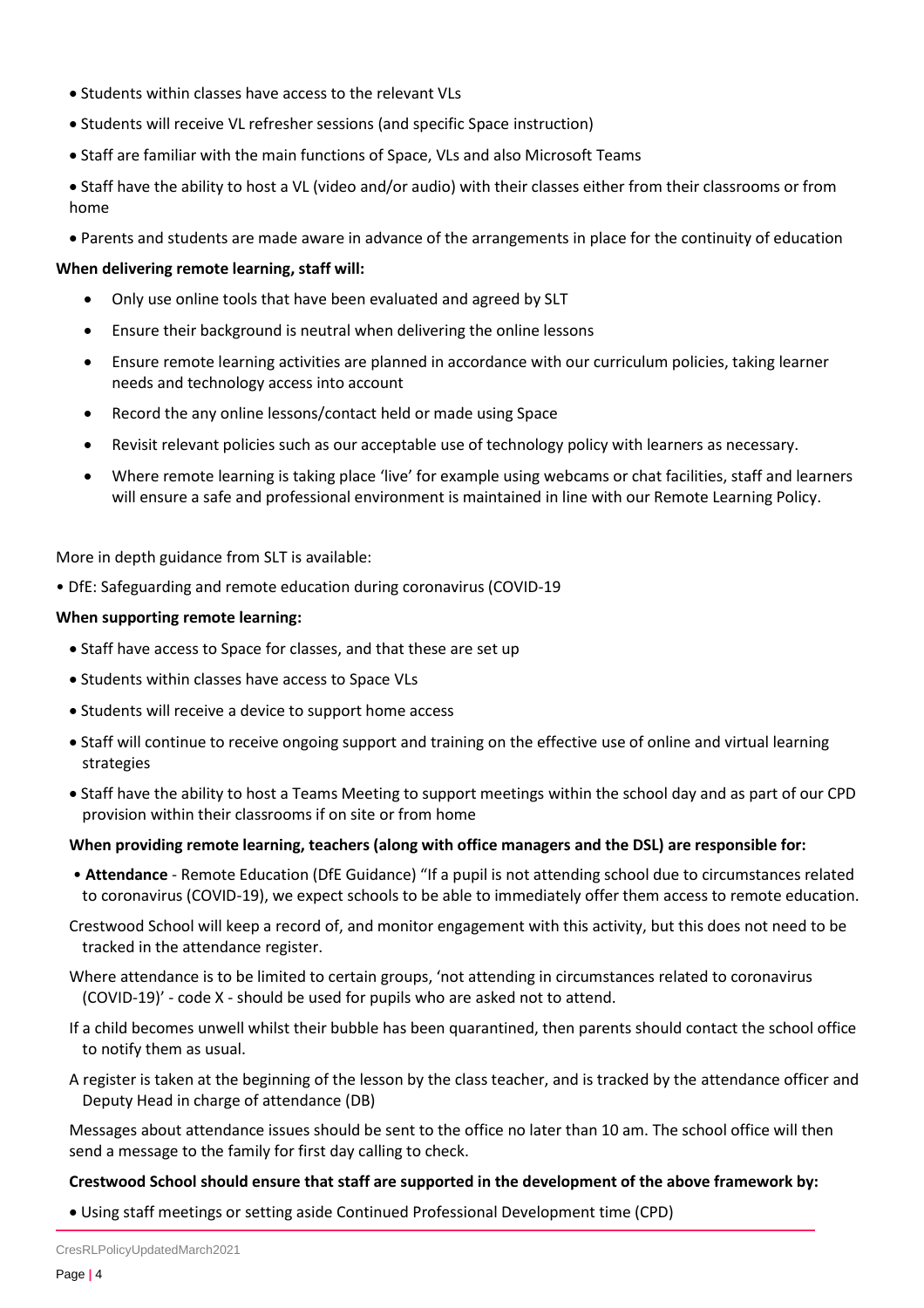- Students within classes have access to the relevant VLs
- Students will receive VL refresher sessions (and specific Space instruction)
- Staff are familiar with the main functions of Space, VLs and also Microsoft Teams
- Staff have the ability to host a VL (video and/or audio) with their classes either from their classrooms or from home
- Parents and students are made aware in advance of the arrangements in place for the continuity of education

**When delivering remote learning, staff will:**

- Only use online tools that have been evaluated and agreed by SLT
- Ensure their background is neutral when delivering the online lessons
- Ensure remote learning activities are planned in accordance with our curriculum policies, taking learner needs and technology access into account
- Record the any online lessons/contact held or made using Space
- Revisit relevant policies such as our acceptable use of technology policy with learners as necessary.
- Where remote learning is taking place 'live' for example using webcams or chat facilities, staff and learners will ensure a safe and professional environment is maintained in line with our Remote Learning Policy.

More in depth guidance from SLT is available:

- DfE: Safeguarding and remote education during coronavirus (COVID-19

**When supporting remote learning:**

- Staff have access to Space for classes, and that these are set up
- Students within classes have access to Space VLs
- Students will receive a device to support home access
- Staff will continue to receive ongoing support and training on the effective use of online and virtual learning strategies
- Staff have the ability to host a Teams Meeting to support meetings within the school day and as part of our CPD provision within their classrooms if on site or from home

**When providing remote learning, teachers (along with office managers and the DSL) are responsible for:**

- **Attendance** - Remote Education (DfE Guidance) "If a pupil is not attending school due to circumstances related to coronavirus (COVID-19), we expect schools to be able to immediately offer them access to remote education.

Crestwood School will keep a record of, and monitor engagement with this activity, but this does not need to be tracked in the attendance register.

Where attendance is to be limited to certain groups, 'not attending in circumstances related to coronavirus (COVID-19)' - code X - should be used for pupils who are asked not to attend.

If a child becomes unwell whilst their bubble has been quarantined, then parents should contact the school office to notify them as usual.

A register is taken at the beginning of the lesson by the class teacher, and is tracked by the attendance officer and Deputy Head in charge of attendance (DB)

Messages about attendance issues should be sent to the office no later than 10 am. The school office will then send a message to the family for first day calling to check.

**Crestwood School should ensure that staff are supported in the development of the above framework by:**

- Using staff meetings or setting aside Continued Professional Development time (CPD)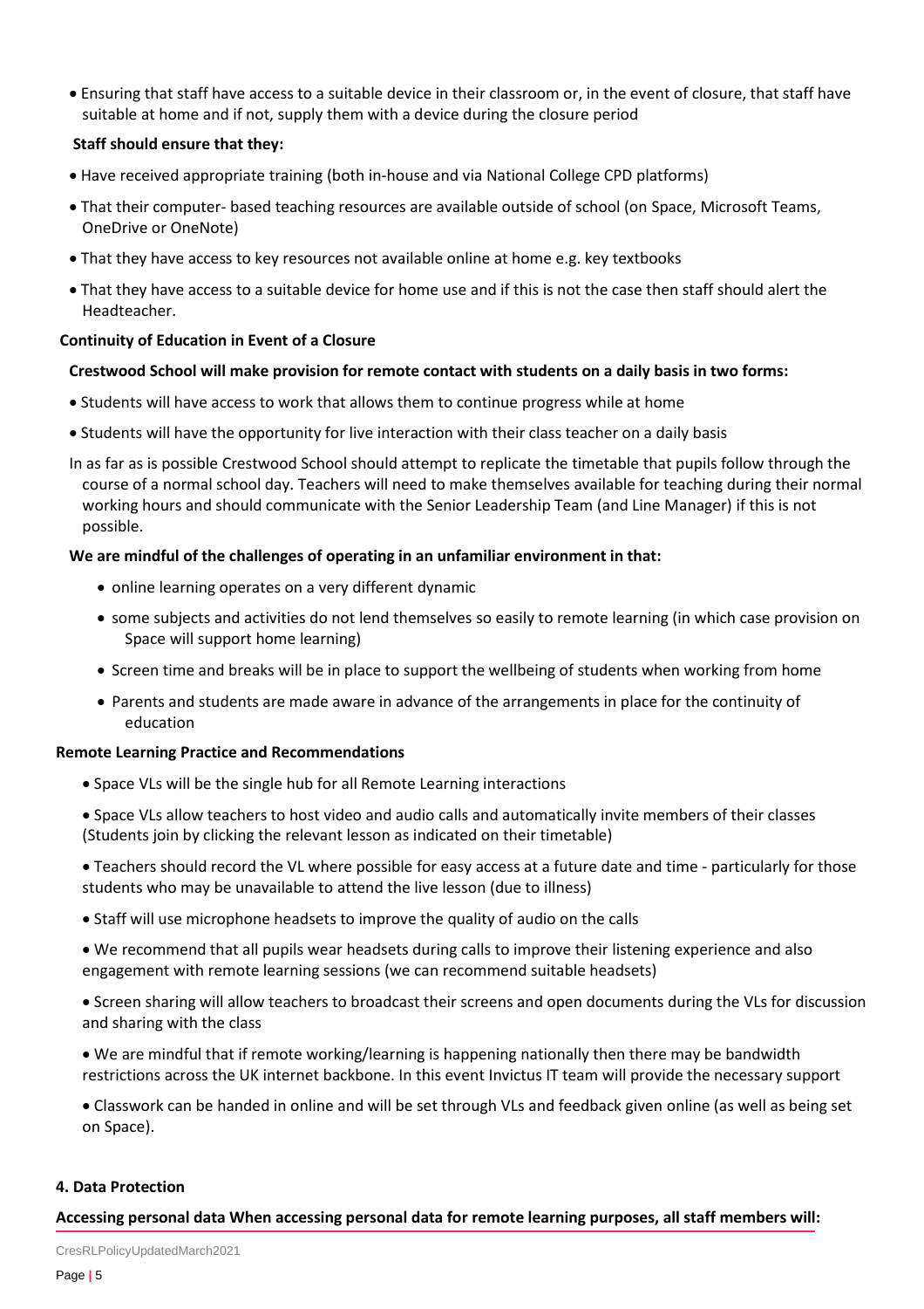- Ensuring that staff have access to a suitable device in their classroom or, in the event of closure, that staff have suitable at home and if not, supply them with a device during the closure period

**Staff should ensure that they:**

- Have received appropriate training (both in-house and via National College CPD platforms)
- That their computer- based teaching resources are available outside of school (on Space, Microsoft Teams, OneDrive or OneNote)
- That they have access to key resources not available online at home e.g. key textbooks
- That they have access to a suitable device for home use and if this is not the case then staff should alert the Headteacher.

**Continuity of Education in Event of a Closure**

**Crestwood School will make provision for remote contact with students on a daily basis in two forms:**

- Students will have access to work that allows them to continue progress while at home
- Students will have the opportunity for live interaction with their class teacher on a daily basis

In as far as is possible Crestwood School should attempt to replicate the timetable that pupils follow through the course of a normal school day. Teachers will need to make themselves available for teaching during their normal working hours and should communicate with the Senior Leadership Team (and Line Manager) if this is not possible.

**We are mindful of the challenges of operating in an unfamiliar environment in that:**

- online learning operates on a very different dynamic
- some subjects and activities do not lend themselves so easily to remote learning (in which case provision on Space will support home learning)
- Screen time and breaks will be in place to support the wellbeing of students when working from home
- Parents and students are made aware in advance of the arrangements in place for the continuity of education

**Remote Learning Practice and Recommendations**

- Space VLs will be the single hub for all Remote Learning interactions
- Space VLs allow teachers to host video and audio calls and automatically invite members of their classes (Students join by clicking the relevant lesson as indicated on their timetable)
- Teachers should record the VL where possible for easy access at a future date and time - particularly for those students who may be unavailable to attend the live lesson (due to illness)
- Staff will use microphone headsets to improve the quality of audio on the calls
- We recommend that all pupils wear headsets during calls to improve their listening experience and also engagement with remote learning sessions (we can recommend suitable headsets)
- Screen sharing will allow teachers to broadcast their screens and open documents during the VLs for discussion and sharing with the class
- We are mindful that if remote working/learning is happening nationally then there may be bandwidth restrictions across the UK internet backbone. In this event Invictus IT team will provide the necessary support
- Classwork can be handed in online and will be set through VLs and feedback given online (as well as being set on Space).

**4. Data Protection**

**Accessing personal data When accessing personal data for remote learning purposes, all staff members will:**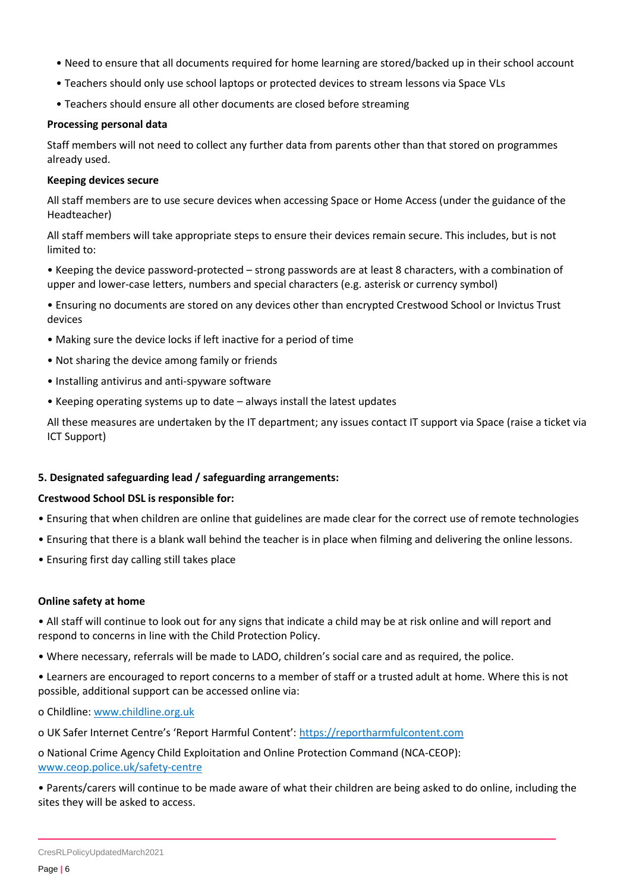- Need to ensure that all documents required for home learning are stored/backed up in their school account
- Teachers should only use school laptops or protected devices to stream lessons via Space VLs
- Teachers should ensure all other documents are closed before streaming

**Processing personal data**

Staff members will not need to collect any further data from parents other than that stored on programmes already used.

**Keeping devices secure**

All staff members are to use secure devices when accessing Space or Home Access (under the guidance of the Headteacher)

All staff members will take appropriate steps to ensure their devices remain secure. This includes, but is not limited to:

- Keeping the device password-protected – strong passwords are at least 8 characters, with a combination of upper and lower-case letters, numbers and special characters (e.g. asterisk or currency symbol)
- Ensuring no documents are stored on any devices other than encrypted Crestwood School or Invictus Trust devices
- Making sure the device locks if left inactive for a period of time
- Not sharing the device among family or friends
- Installing antivirus and anti-spyware software
- Keeping operating systems up to date – always install the latest updates

All these measures are undertaken by the IT department; any issues contact IT support via Space (raise a ticket via ICT Support)

**5. Designated safeguarding lead / safeguarding arrangements:**

**Crestwood School DSL is responsible for:**

- Ensuring that when children are online that guidelines are made clear for the correct use of remote technologies
- Ensuring that there is a blank wall behind the teacher is in place when filming and delivering the online lessons.
- Ensuring first day calling still takes place

**Online safety at home**

- All staff will continue to look out for any signs that indicate a child may be at risk online and will report and respond to concerns in line with the Child Protection Policy.
- Where necessary, referrals will be made to LADO, children's social care and as required, the police.
- Learners are encouraged to report concerns to a member of staff or a trusted adult at home. Where this is not possible, additional support can be accessed online via:
  - Childline: www.childline.org.uk
  - UK Safer Internet Centre's 'Report Harmful Content': https://reportharmfulcontent.com
  - National Crime Agency Child Exploitation and Online Protection Command (NCA-CEOP): www.ceop.police.uk/safety-centre
- Parents/carers will continue to be made aware of what their children are being asked to do online, including the sites they will be asked to access.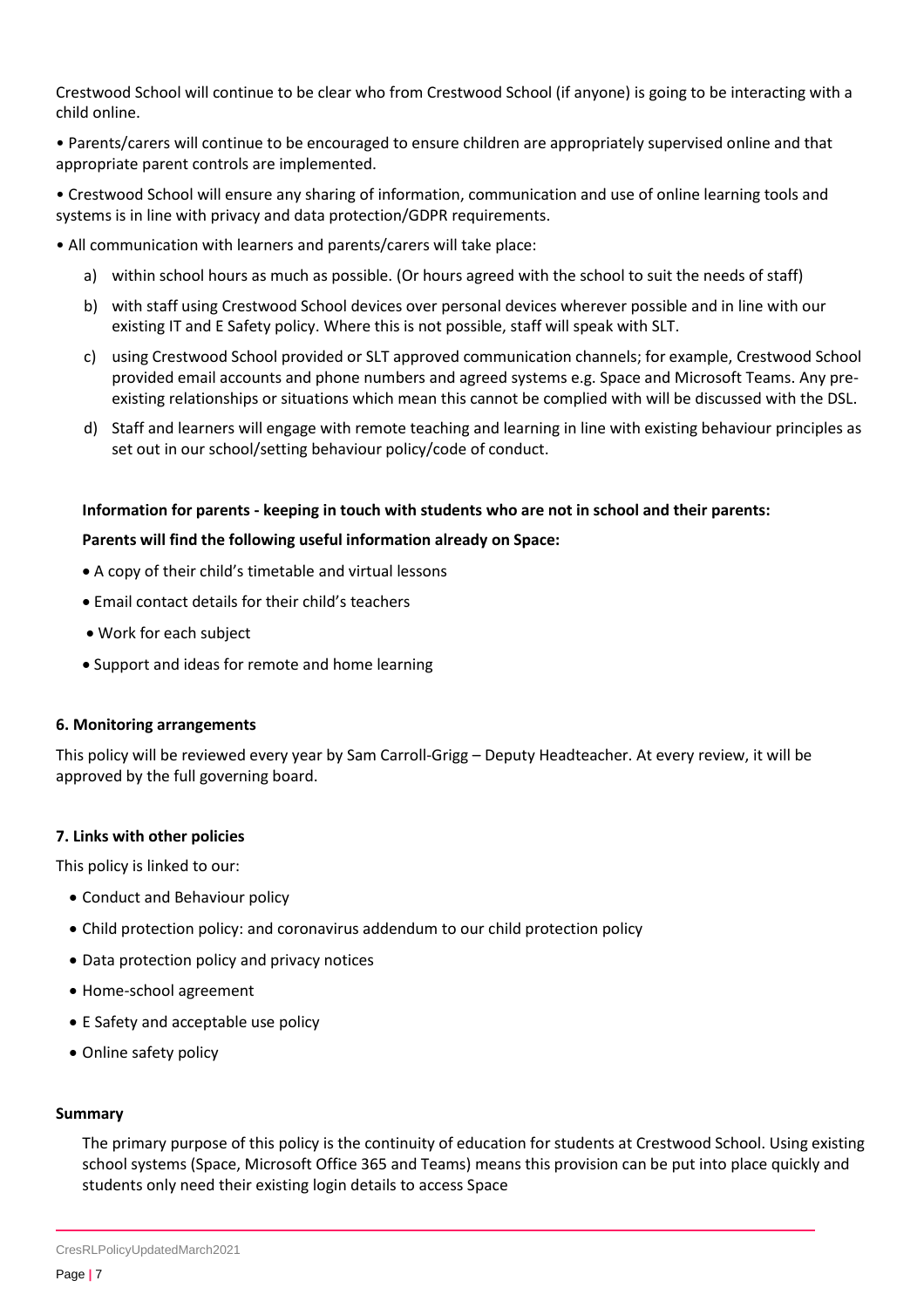Crestwood School will continue to be clear who from Crestwood School (if anyone) is going to be interacting with a child online.

- Parents/carers will continue to be encouraged to ensure children are appropriately supervised online and that appropriate parent controls are implemented.
- Crestwood School will ensure any sharing of information, communication and use of online learning tools and systems is in line with privacy and data protection/GDPR requirements.
- All communication with learners and parents/carers will take place:
  a) within school hours as much as possible. (Or hours agreed with the school to suit the needs of staff)
  b) with staff using Crestwood School devices over personal devices wherever possible and in line with our existing IT and E Safety policy. Where this is not possible, staff will speak with SLT.
  c) using Crestwood School provided or SLT approved communication channels; for example, Crestwood School provided email accounts and phone numbers and agreed systems e.g. Space and Microsoft Teams. Any pre-existing relationships or situations which mean this cannot be complied with will be discussed with the DSL.
  d) Staff and learners will engage with remote teaching and learning in line with existing behaviour principles as set out in our school/setting behaviour policy/code of conduct.

**Information for parents - keeping in touch with students who are not in school and their parents:**

**Parents will find the following useful information already on Space:**

- A copy of their child's timetable and virtual lessons
- Email contact details for their child's teachers
- Work for each subject
- Support and ideas for remote and home learning

**6. Monitoring arrangements**

This policy will be reviewed every year by Sam Carroll-Grigg – Deputy Headteacher. At every review, it will be approved by the full governing board.

**7. Links with other policies**

This policy is linked to our:

- Conduct and Behaviour policy
- Child protection policy: and coronavirus addendum to our child protection policy
- Data protection policy and privacy notices
- Home-school agreement
- E Safety and acceptable use policy
- Online safety policy

**Summary**

The primary purpose of this policy is the continuity of education for students at Crestwood School. Using existing school systems (Space, Microsoft Office 365 and Teams) means this provision can be put into place quickly and students only need their existing login details to access Space